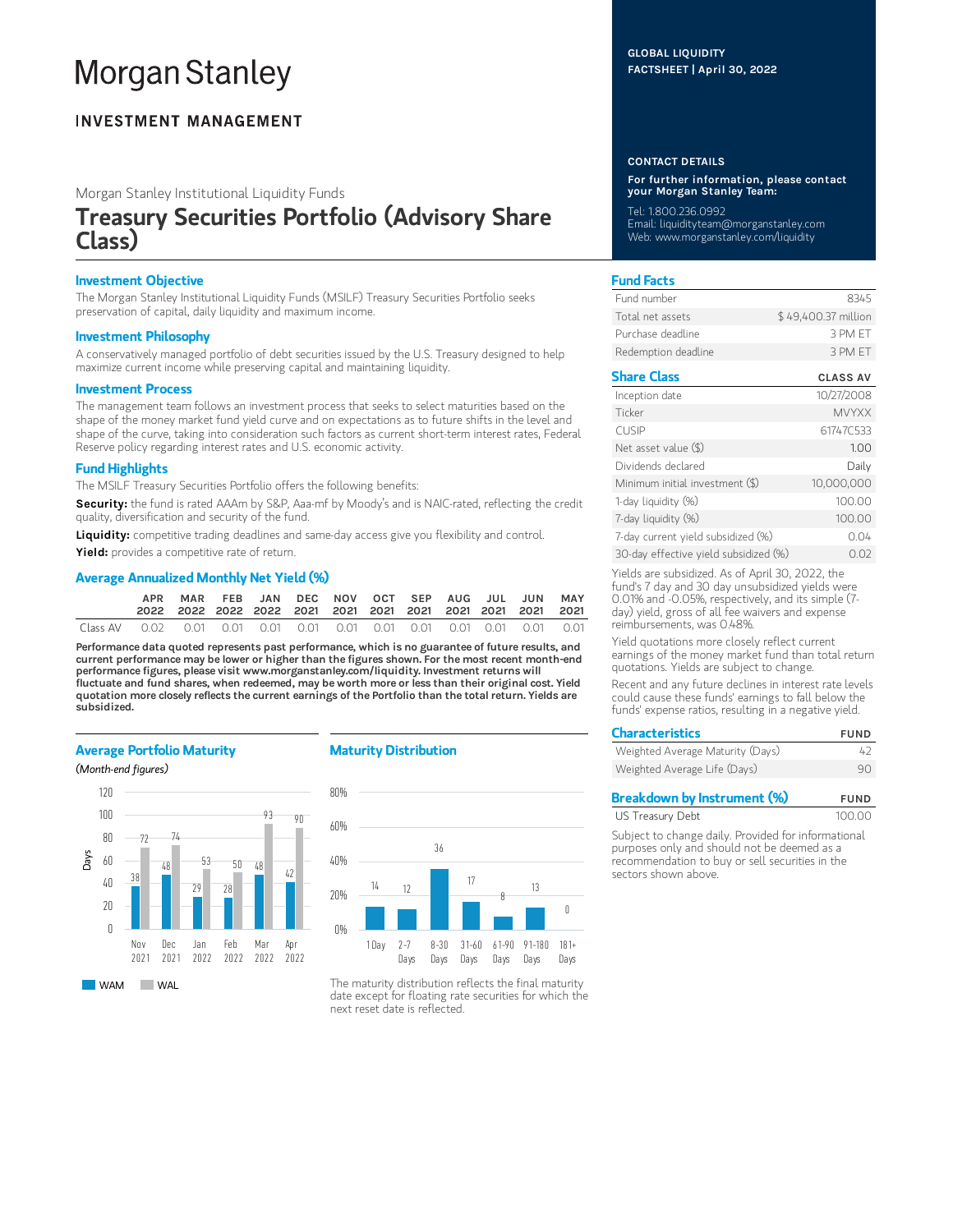# Morgan Stanley

## INVESTMENT MANAGEMENT

Morgan Stanley Institutional Liquidity Funds

# Treasury Securities Portfolio (Advisory Share Class)

**GLOBAL LIQUIDITY FACTSHEET | April 30, 2022**

**CONTACT DETAILS**

**For further information, please contact your Morgan Stanley Team:**

Tel: 1.800.236.0992
Email: liquidityteam@morganstanley.com
Web: www.morganstanley.com/liquidity

### Investment Objective

The Morgan Stanley Institutional Liquidity Funds (MSILF) Treasury Securities Portfolio seeks preservation of capital, daily liquidity and maximum income.

### Investment Philosophy

A conservatively managed portfolio of debt securities issued by the U.S. Treasury designed to help maximize current income while preserving capital and maintaining liquidity.

### Investment Process

The management team follows an investment process that seeks to select maturities based on the shape of the money market fund yield curve and on expectations as to future shifts in the level and shape of the curve, taking into consideration such factors as current short-term interest rates, Federal Reserve policy regarding interest rates and U.S. economic activity.

### Fund Highlights

The MSILF Treasury Securities Portfolio offers the following benefits:

**Security:** the fund is rated AAAm by S&P, Aaa-mf by Moody's and is NAIC-rated, reflecting the credit quality, diversification and security of the fund.

**Liquidity:** competitive trading deadlines and same-day access give you flexibility and control.

**Yield:** provides a competitive rate of return.

### Average Annualized Monthly Net Yield (%)

| | APR 2022 | MAR 2022 | FEB 2022 | JAN 2022 | DEC 2021 | NOV 2021 | OCT 2021 | SEP 2021 | AUG 2021 | JUL 2021 | JUN 2021 | MAY 2021 |
|---|---|---|---|---|---|---|---|---|---|---|---|---|
| Class AV | 0.02 | 0.01 | 0.01 | 0.01 | 0.01 | 0.01 | 0.01 | 0.01 | 0.01 | 0.01 | 0.01 | 0.01 |

**Performance data quoted represents past performance, which is no guarantee of future results, and current performance may be lower or higher than the figures shown. For the most recent month-end performance figures, please visit www.morganstanley.com/liquidity. Investment returns will fluctuate and fund shares, when redeemed, may be worth more or less than their original cost. Yield quotation more closely reflects the current earnings of the Portfolio than the total return. Yields are subsidized.**

### Average Portfolio Maturity

*(Month-end figures)*

| Days | Nov 2021 | Dec 2021 | Jan 2022 | Feb 2022 | Mar 2022 | Apr 2022 |
|---|---|---|---|---|---|---|
| WAM | 38 | 48 | 29 | 28 | 48 | 42 |
| WAL | 72 | 74 | 53 | 50 | 93 | 90 |

### Maturity Distribution

| 1 Day | 2-7 Days | 8-30 Days | 31-60 Days | 61-90 Days | 91-180 Days | 181+ Days |
|---|---|---|---|---|---|---|
| 14 | 12 | 36 | 17 | 8 | 13 | 0 |

The maturity distribution reflects the final maturity date except for floating rate securities for which the next reset date is reflected.

### Fund Facts

| | |
|---|---|
| Fund number | 8345 |
| Total net assets | $ 49,400.37 million |
| Purchase deadline | 3 PM ET |
| Redemption deadline | 3 PM ET |

### Share Class

| | CLASS AV |
|---|---|
| Inception date | 10/27/2008 |
| Ticker | MVYXX |
| CUSIP | 61747C533 |
| Net asset value ($) | 1.00 |
| Dividends declared | Daily |
| Minimum initial investment ($) | 10,000,000 |
| 1-day liquidity (%) | 100.00 |
| 7-day liquidity (%) | 100.00 |
| 7-day current yield subsidized (%) | 0.04 |
| 30-day effective yield subsidized (%) | 0.02 |

Yields are subsidized. As of April 30, 2022, the fund's 7 day and 30 day unsubsidized yields were 0.01% and -0.05%, respectively, and its simple (7-day) yield, gross of all fee waivers and expense reimbursements, was 0.48%.

Yield quotations more closely reflect current earnings of the money market fund than total return quotations. Yields are subject to change.

Recent and any future declines in interest rate levels could cause these funds' earnings to fall below the funds' expense ratios, resulting in a negative yield.

### Characteristics

| | FUND |
|---|---|
| Weighted Average Maturity (Days) | 42 |
| Weighted Average Life (Days) | 90 |

### Breakdown by Instrument (%)

| | FUND |
|---|---|
| US Treasury Debt | 100.00 |

Subject to change daily. Provided for informational purposes only and should not be deemed as a recommendation to buy or sell securities in the sectors shown above.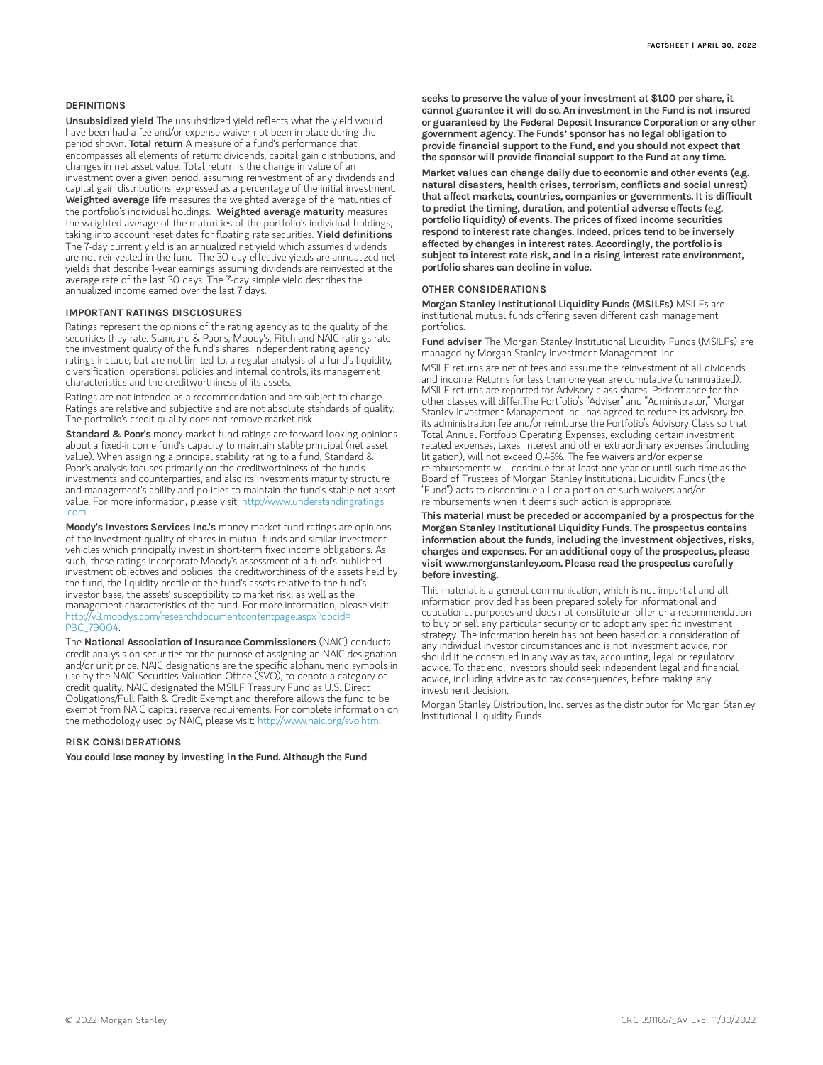## DEFINITIONS

**Unsubsidized yield** The unsubsidized yield reflects what the yield would have been had a fee and/or expense waiver not been in place during the period shown. **Total return** A measure of a fund's performance that encompasses all elements of return: dividends, capital gain distributions, and changes in net asset value. Total return is the change in value of an investment over a given period, assuming reinvestment of any dividends and capital gain distributions, expressed as a percentage of the initial investment. **Weighted average life** measures the weighted average of the maturities of the portfolio's individual holdings. **Weighted average maturity** measures the weighted average of the maturities of the portfolio's individual holdings, taking into account reset dates for floating rate securities. **Yield definitions** The 7-day current yield is an annualized net yield which assumes dividends are not reinvested in the fund. The 30-day effective yields are annualized net yields that describe 1-year earnings assuming dividends are reinvested at the average rate of the last 30 days. The 7-day simple yield describes the annualized income earned over the last 7 days.

## IMPORTANT RATINGS DISCLOSURES

Ratings represent the opinions of the rating agency as to the quality of the securities they rate. Standard & Poor's, Moody's, Fitch and NAIC ratings rate the investment quality of the fund's shares. Independent rating agency ratings include, but are not limited to, a regular analysis of a fund's liquidity, diversification, operational policies and internal controls, its management characteristics and the creditworthiness of its assets.

Ratings are not intended as a recommendation and are subject to change. Ratings are relative and subjective and are not absolute standards of quality. The portfolio's credit quality does not remove market risk.

**Standard & Poor's** money market fund ratings are forward-looking opinions about a fixed-income fund's capacity to maintain stable principal (net asset value). When assigning a principal stability rating to a fund, Standard & Poor's analysis focuses primarily on the creditworthiness of the fund's investments and counterparties, and also its investments maturity structure and management's ability and policies to maintain the fund's stable net asset value. For more information, please visit: http://www.understandingratings.com.

**Moody's Investors Services Inc.'s** money market fund ratings are opinions of the investment quality of shares in mutual funds and similar investment vehicles which principally invest in short-term fixed income obligations. As such, these ratings incorporate Moody's assessment of a fund's published investment objectives and policies, the creditworthiness of the assets held by the fund, the liquidity profile of the fund's assets relative to the fund's investor base, the assets' susceptibility to market risk, as well as the management characteristics of the fund. For more information, please visit: http://v3.moodys.com/researchdocumentcontentpage.aspx?docid=PBC_79004.

The **National Association of Insurance Commissioners** (NAIC) conducts credit analysis on securities for the purpose of assigning an NAIC designation and/or unit price. NAIC designations are the specific alphanumeric symbols in use by the NAIC Securities Valuation Office (SVO), to denote a category of credit quality. NAIC designated the MSILF Treasury Fund as U.S. Direct Obligations/Full Faith & Credit Exempt and therefore allows the fund to be exempt from NAIC capital reserve requirements. For complete information on the methodology used by NAIC, please visit: http://www.naic.org/svo.htm.

## RISK CONSIDERATIONS

**You could lose money by investing in the Fund. Although the Fund seeks to preserve the value of your investment at $1.00 per share, it cannot guarantee it will do so. An investment in the Fund is not insured or guaranteed by the Federal Deposit Insurance Corporation or any other government agency. The Funds' sponsor has no legal obligation to provide financial support to the Fund, and you should not expect that the sponsor will provide financial support to the Fund at any time.**

**Market values can change daily due to economic and other events (e.g. natural disasters, health crises, terrorism, conflicts and social unrest) that affect markets, countries, companies or governments. It is difficult to predict the timing, duration, and potential adverse effects (e.g. portfolio liquidity) of events. The prices of fixed income securities respond to interest rate changes. Indeed, prices tend to be inversely affected by changes in interest rates. Accordingly, the portfolio is subject to interest rate risk, and in a rising interest rate environment, portfolio shares can decline in value.**

## OTHER CONSIDERATIONS

**Morgan Stanley Institutional Liquidity Funds (MSILFs)** MSILFs are institutional mutual funds offering seven different cash management portfolios.

**Fund adviser** The Morgan Stanley Institutional Liquidity Funds (MSILFs) are managed by Morgan Stanley Investment Management, Inc.

MSILF returns are net of fees and assume the reinvestment of all dividends and income. Returns for less than one year are cumulative (unannualized). MSILF returns are reported for Advisory class shares. Performance for the other classes will differ.The Portfolio's "Adviser" and "Administrator," Morgan Stanley Investment Management Inc., has agreed to reduce its advisory fee, its administration fee and/or reimburse the Portfolio's Advisory Class so that Total Annual Portfolio Operating Expenses, excluding certain investment related expenses, taxes, interest and other extraordinary expenses (including litigation), will not exceed 0.45%. The fee waivers and/or expense reimbursements will continue for at least one year or until such time as the Board of Trustees of Morgan Stanley Institutional Liquidity Funds (the "Fund") acts to discontinue all or a portion of such waivers and/or reimbursements when it deems such action is appropriate.

**This material must be preceded or accompanied by a prospectus for the Morgan Stanley Institutional Liquidity Funds. The prospectus contains information about the funds, including the investment objectives, risks, charges and expenses. For an additional copy of the prospectus, please visit www.morganstanley.com. Please read the prospectus carefully before investing.**

This material is a general communication, which is not impartial and all information provided has been prepared solely for informational and educational purposes and does not constitute an offer or a recommendation to buy or sell any particular security or to adopt any specific investment strategy. The information herein has not been based on a consideration of any individual investor circumstances and is not investment advice, nor should it be construed in any way as tax, accounting, legal or regulatory advice. To that end, investors should seek independent legal and financial advice, including advice as to tax consequences, before making any investment decision.

Morgan Stanley Distribution, Inc. serves as the distributor for Morgan Stanley Institutional Liquidity Funds.

© 2022 Morgan Stanley.

CRC 3911657_AV Exp: 11/30/2022